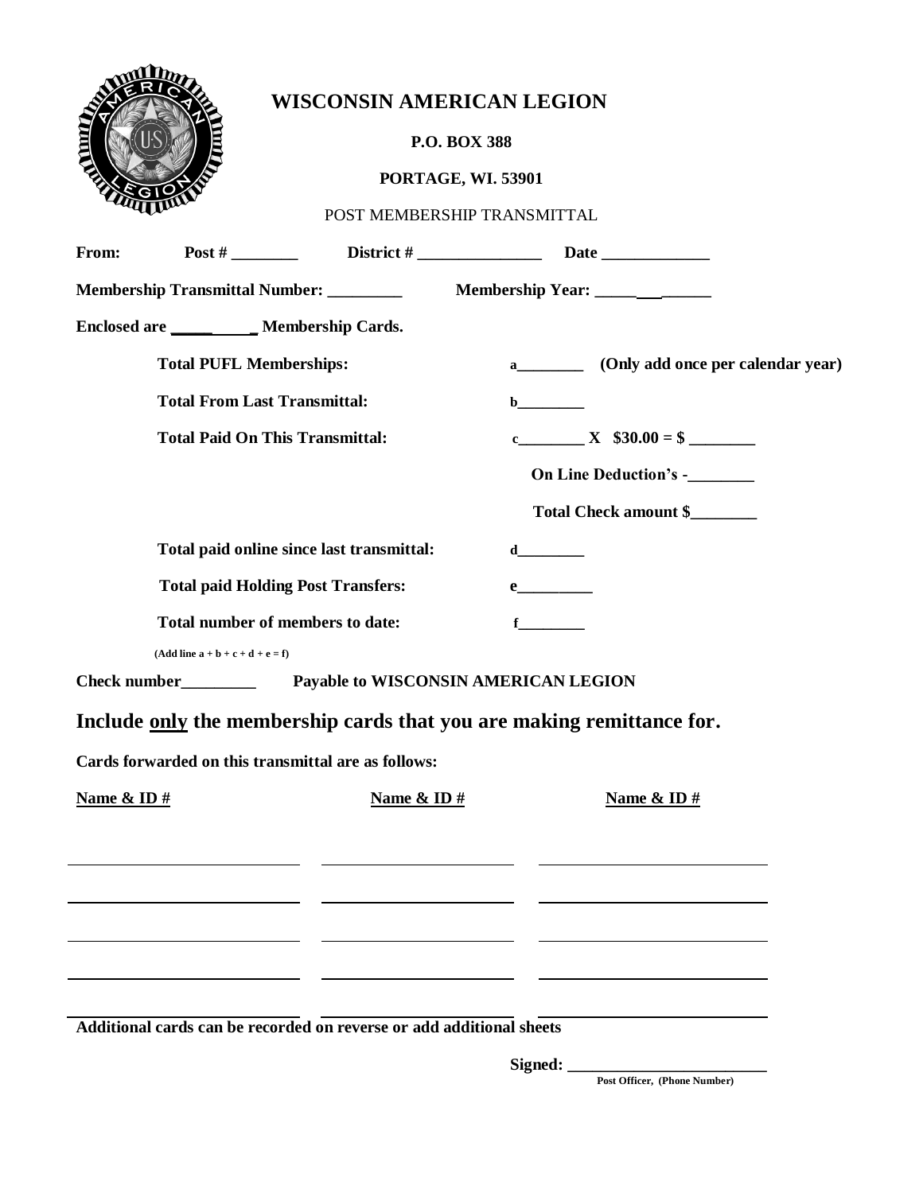# WISCONSIN AMERICAN LEGION

**P.O. BOX 388**

**PORTAGE, WI. 53901**

POST MEMBERSHIP TRANSMITTAL

**From:** **Post #** ________ **District #** _______________ **Date** _____________

**Membership Transmittal Number:** _________ **Membership Year:** ______________

**Enclosed are** ____________ **Membership Cards.**

| | |
|---|---|
| **Total PUFL Memberships:** | **a**________ **(Only add once per calendar year)** |
| **Total From Last Transmittal:** | **b**________ |
| **Total Paid On This Transmittal:** | **c**________ **X $30.00 = $** ________ |
| | **On Line Deduction's -**________ |
| | **Total Check amount $**________ |
| **Total paid online since last transmittal:** | **d**________ |
| **Total paid Holding Post Transfers:** | **e**_________ |
| **Total number of members to date:** | **f**________ |

**(Add line a + b + c + d + e = f)**

**Check number**_________ **Payable to WISCONSIN AMERICAN LEGION**

## Include only the membership cards that you are making remittance for.

**Cards forwarded on this transmittal are as follows:**

| **Name & ID #** | **Name & ID #** | **Name & ID #** |
|---|---|---|
| | | |
| | | |
| | | |
| | | |
| | | |

**Additional cards can be recorded on reverse or add additional sheets**

**Signed:** ________________________

**Post Officer, (Phone Number)**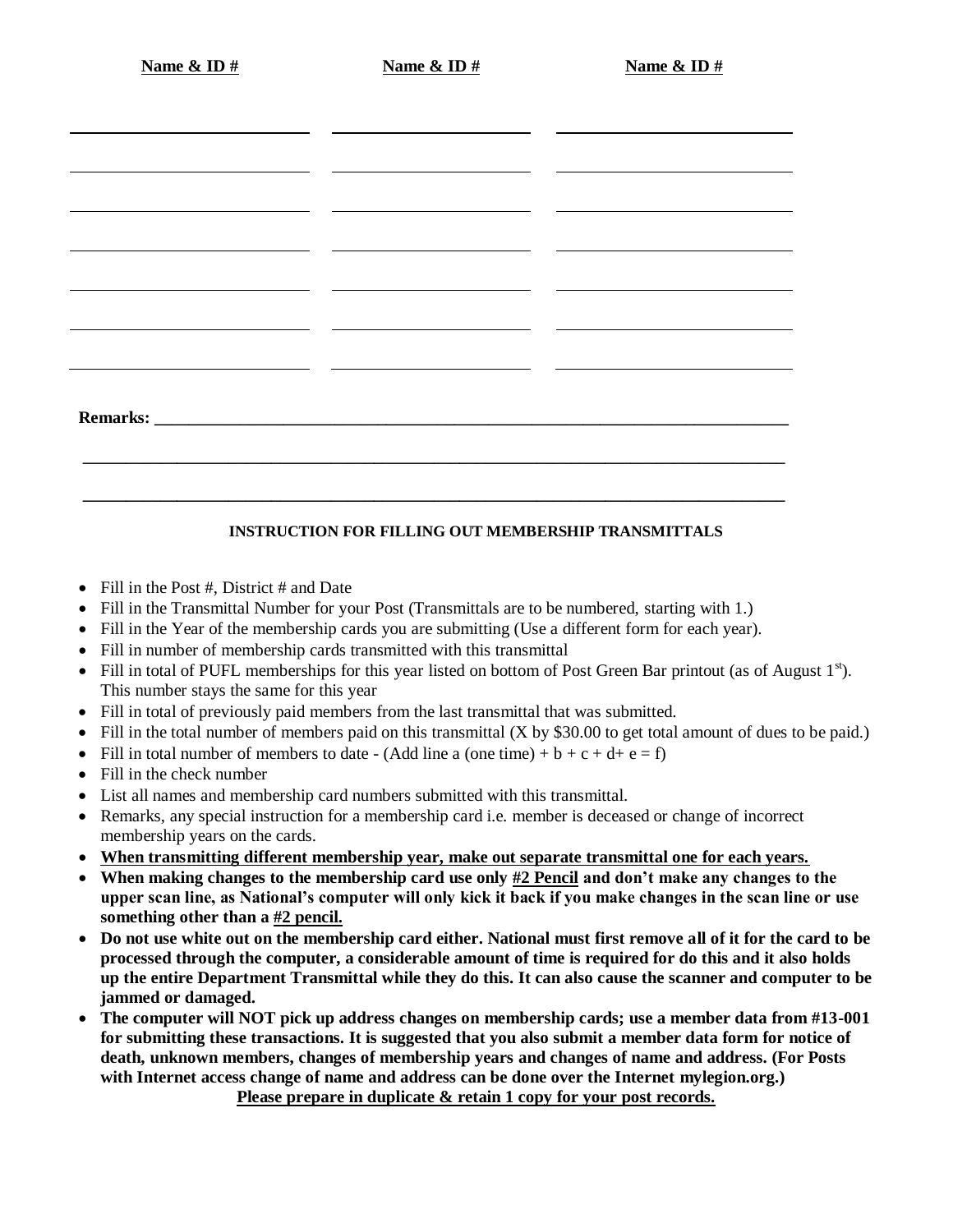| **Name & ID #** | **Name & ID #** | **Name & ID #** |
|---|---|---|
| | | |
| | | |
| | | |
| | | |
| | | |
| | | |
| | | |

**Remarks:** ________________________________________________________________________________

________________________________________________________________________________

________________________________________________________________________________

**INSTRUCTION FOR FILLING OUT MEMBERSHIP TRANSMITTALS**

- Fill in the Post #, District # and Date
- Fill in the Transmittal Number for your Post (Transmittals are to be numbered, starting with 1.)
- Fill in the Year of the membership cards you are submitting (Use a different form for each year).
- Fill in number of membership cards transmitted with this transmittal
- Fill in total of PUFL memberships for this year listed on bottom of Post Green Bar printout (as of August 1st). This number stays the same for this year
- Fill in total of previously paid members from the last transmittal that was submitted.
- Fill in the total number of members paid on this transmittal (X by $30.00 to get total amount of dues to be paid.)
- Fill in total number of members to date - (Add line a (one time) + b + c + d+ e = f)
- Fill in the check number
- List all names and membership card numbers submitted with this transmittal.
- Remarks, any special instruction for a membership card i.e. member is deceased or change of incorrect membership years on the cards.
- **<u>When transmitting different membership year, make out separate transmittal one for each years.</u>**
- **When making changes to the membership card use only <u>#2 Pencil</u> and don't make any changes to the upper scan line, as National's computer will only kick it back if you make changes in the scan line or use something other than a <u>#2 pencil.</u>**
- **Do not use white out on the membership card either. National must first remove all of it for the card to be processed through the computer, a considerable amount of time is required for do this and it also holds up the entire Department Transmittal while they do this. It can also cause the scanner and computer to be jammed or damaged.**
- **The computer will NOT pick up address changes on membership cards; use a member data from #13-001 for submitting these transactions. It is suggested that you also submit a member data form for notice of death, unknown members, changes of membership years and changes of name and address. (For Posts with Internet access change of name and address can be done over the Internet mylegion.org.)**

**<u>Please prepare in duplicate & retain 1 copy for your post records.</u>**